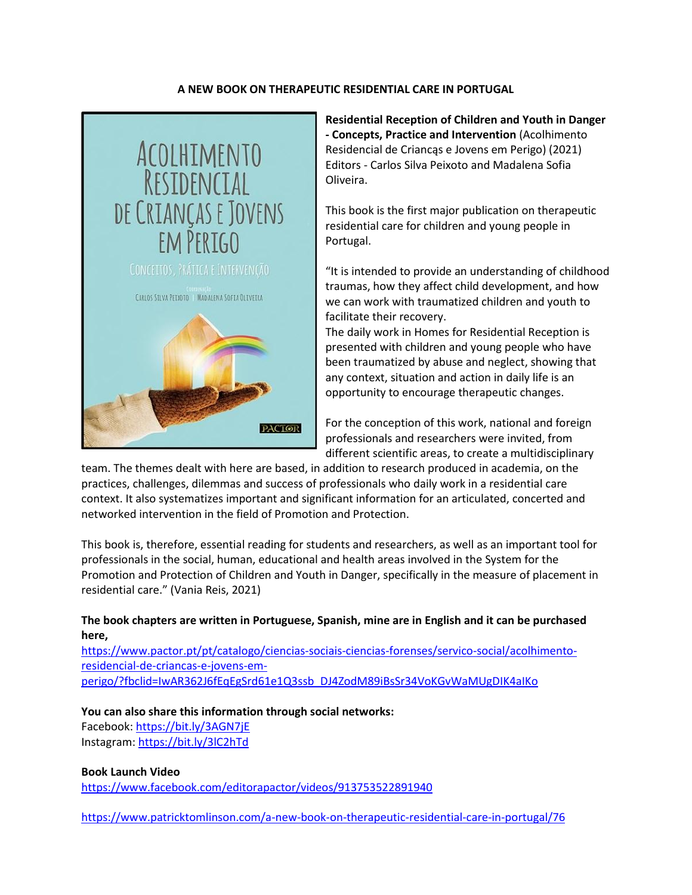**A NEW BOOK ON THERAPEUTIC RESIDENTIAL CARE IN PORTUGAL**

**Residential Reception of Children and Youth in Danger - Concepts, Practice and Intervention** (Acolhimento Residencial de Crianças e Jovens em Perigo) (2021) Editors - Carlos Silva Peixoto and Madalena Sofia Oliveira.

This book is the first major publication on therapeutic residential care for children and young people in Portugal.

"It is intended to provide an understanding of childhood traumas, how they affect child development, and how we can work with traumatized children and youth to facilitate their recovery.
The daily work in Homes for Residential Reception is presented with children and young people who have been traumatized by abuse and neglect, showing that any context, situation and action in daily life is an opportunity to encourage therapeutic changes.

For the conception of this work, national and foreign professionals and researchers were invited, from different scientific areas, to create a multidisciplinary team. The themes dealt with here are based, in addition to research produced in academia, on the practices, challenges, dilemmas and success of professionals who daily work in a residential care context. It also systematizes important and significant information for an articulated, concerted and networked intervention in the field of Promotion and Protection.

This book is, therefore, essential reading for students and researchers, as well as an important tool for professionals in the social, human, educational and health areas involved in the System for the Promotion and Protection of Children and Youth in Danger, specifically in the measure of placement in residential care." (Vania Reis, 2021)

**The book chapters are written in Portuguese, Spanish, mine are in English and it can be purchased here,**
https://www.pactor.pt/pt/catalogo/ciencias-sociais-ciencias-forenses/servico-social/acolhimento-residencial-de-criancas-e-jovens-em-perigo/?fbclid=IwAR362J6fEqEgSrd61e1Q3ssb_DJ4ZodM89iBsSr34VoKGvWaMUgDIK4aIKo

**You can also share this information through social networks:**
Facebook: https://bit.ly/3AGN7jE
Instagram: https://bit.ly/3lC2hTd

**Book Launch Video**
https://www.facebook.com/editorapactor/videos/913753522891940

https://www.patricktomlinson.com/a-new-book-on-therapeutic-residential-care-in-portugal/76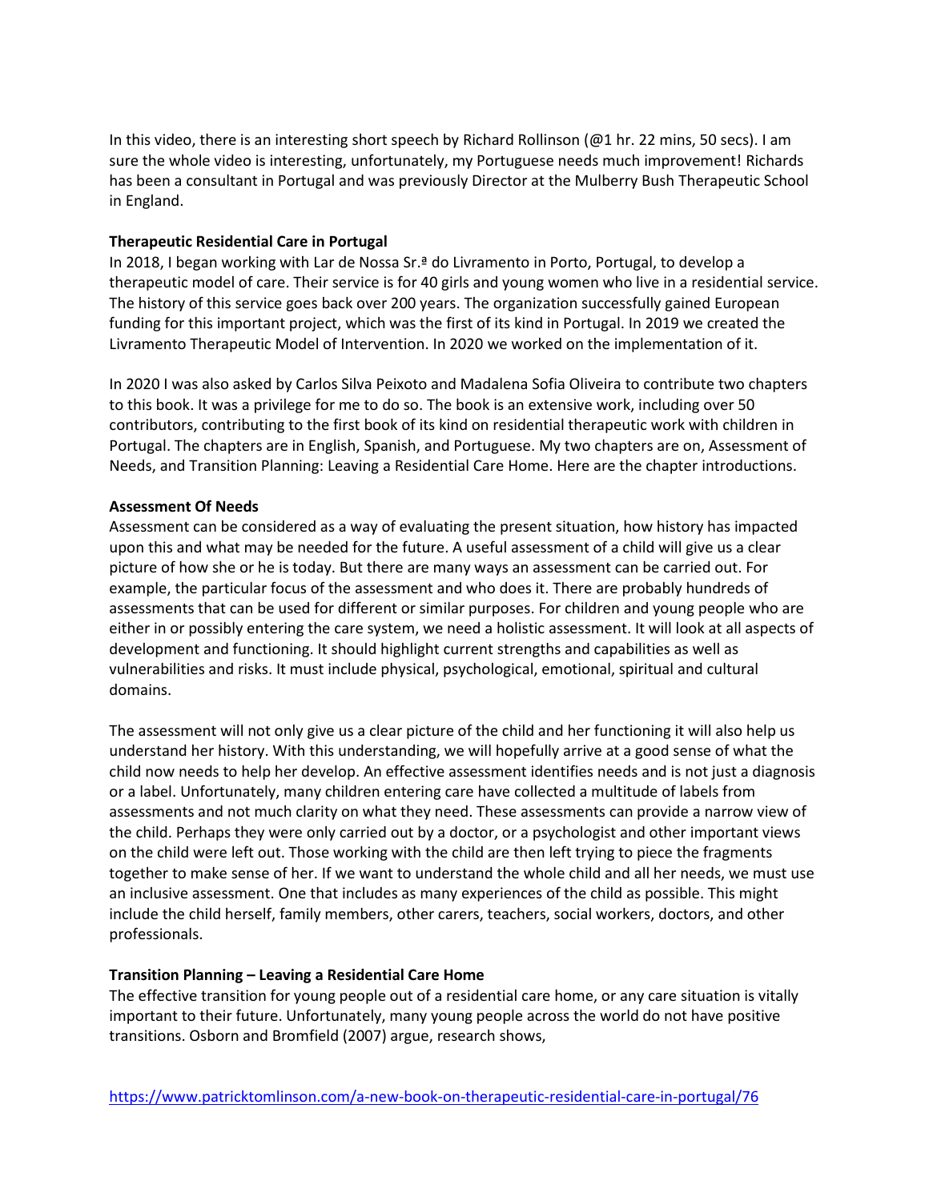In this video, there is an interesting short speech by Richard Rollinson (@1 hr. 22 mins, 50 secs). I am sure the whole video is interesting, unfortunately, my Portuguese needs much improvement! Richards has been a consultant in Portugal and was previously Director at the Mulberry Bush Therapeutic School in England.

**Therapeutic Residential Care in Portugal**

In 2018, I began working with Lar de Nossa Sr.ª do Livramento in Porto, Portugal, to develop a therapeutic model of care. Their service is for 40 girls and young women who live in a residential service. The history of this service goes back over 200 years. The organization successfully gained European funding for this important project, which was the first of its kind in Portugal. In 2019 we created the Livramento Therapeutic Model of Intervention. In 2020 we worked on the implementation of it.

In 2020 I was also asked by Carlos Silva Peixoto and Madalena Sofia Oliveira to contribute two chapters to this book. It was a privilege for me to do so. The book is an extensive work, including over 50 contributors, contributing to the first book of its kind on residential therapeutic work with children in Portugal. The chapters are in English, Spanish, and Portuguese. My two chapters are on, Assessment of Needs, and Transition Planning: Leaving a Residential Care Home. Here are the chapter introductions.

**Assessment Of Needs**

Assessment can be considered as a way of evaluating the present situation, how history has impacted upon this and what may be needed for the future. A useful assessment of a child will give us a clear picture of how she or he is today. But there are many ways an assessment can be carried out. For example, the particular focus of the assessment and who does it. There are probably hundreds of assessments that can be used for different or similar purposes. For children and young people who are either in or possibly entering the care system, we need a holistic assessment. It will look at all aspects of development and functioning. It should highlight current strengths and capabilities as well as vulnerabilities and risks. It must include physical, psychological, emotional, spiritual and cultural domains.

The assessment will not only give us a clear picture of the child and her functioning it will also help us understand her history. With this understanding, we will hopefully arrive at a good sense of what the child now needs to help her develop. An effective assessment identifies needs and is not just a diagnosis or a label. Unfortunately, many children entering care have collected a multitude of labels from assessments and not much clarity on what they need. These assessments can provide a narrow view of the child. Perhaps they were only carried out by a doctor, or a psychologist and other important views on the child were left out. Those working with the child are then left trying to piece the fragments together to make sense of her. If we want to understand the whole child and all her needs, we must use an inclusive assessment. One that includes as many experiences of the child as possible. This might include the child herself, family members, other carers, teachers, social workers, doctors, and other professionals.

**Transition Planning – Leaving a Residential Care Home**

The effective transition for young people out of a residential care home, or any care situation is vitally important to their future. Unfortunately, many young people across the world do not have positive transitions. Osborn and Bromfield (2007) argue, research shows,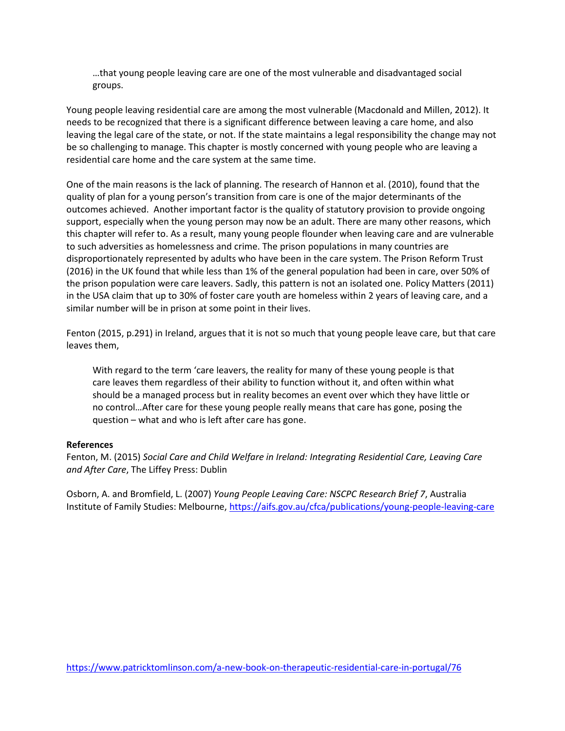> …that young people leaving care are one of the most vulnerable and disadvantaged social groups.

Young people leaving residential care are among the most vulnerable (Macdonald and Millen, 2012). It needs to be recognized that there is a significant difference between leaving a care home, and also leaving the legal care of the state, or not. If the state maintains a legal responsibility the change may not be so challenging to manage. This chapter is mostly concerned with young people who are leaving a residential care home and the care system at the same time.

One of the main reasons is the lack of planning. The research of Hannon et al. (2010), found that the quality of plan for a young person's transition from care is one of the major determinants of the outcomes achieved. Another important factor is the quality of statutory provision to provide ongoing support, especially when the young person may now be an adult. There are many other reasons, which this chapter will refer to. As a result, many young people flounder when leaving care and are vulnerable to such adversities as homelessness and crime. The prison populations in many countries are disproportionately represented by adults who have been in the care system. The Prison Reform Trust (2016) in the UK found that while less than 1% of the general population had been in care, over 50% of the prison population were care leavers. Sadly, this pattern is not an isolated one. Policy Matters (2011) in the USA claim that up to 30% of foster care youth are homeless within 2 years of leaving care, and a similar number will be in prison at some point in their lives.

Fenton (2015, p.291) in Ireland, argues that it is not so much that young people leave care, but that care leaves them,

> With regard to the term 'care leavers, the reality for many of these young people is that care leaves them regardless of their ability to function without it, and often within what should be a managed process but in reality becomes an event over which they have little or no control…After care for these young people really means that care has gone, posing the question – what and who is left after care has gone.

**References**

Fenton, M. (2015) *Social Care and Child Welfare in Ireland: Integrating Residential Care, Leaving Care and After Care*, The Liffey Press: Dublin

Osborn, A. and Bromfield, L. (2007) *Young People Leaving Care: NSCPC Research Brief 7*, Australia Institute of Family Studies: Melbourne, https://aifs.gov.au/cfca/publications/young-people-leaving-care

https://www.patricktomlinson.com/a-new-book-on-therapeutic-residential-care-in-portugal/76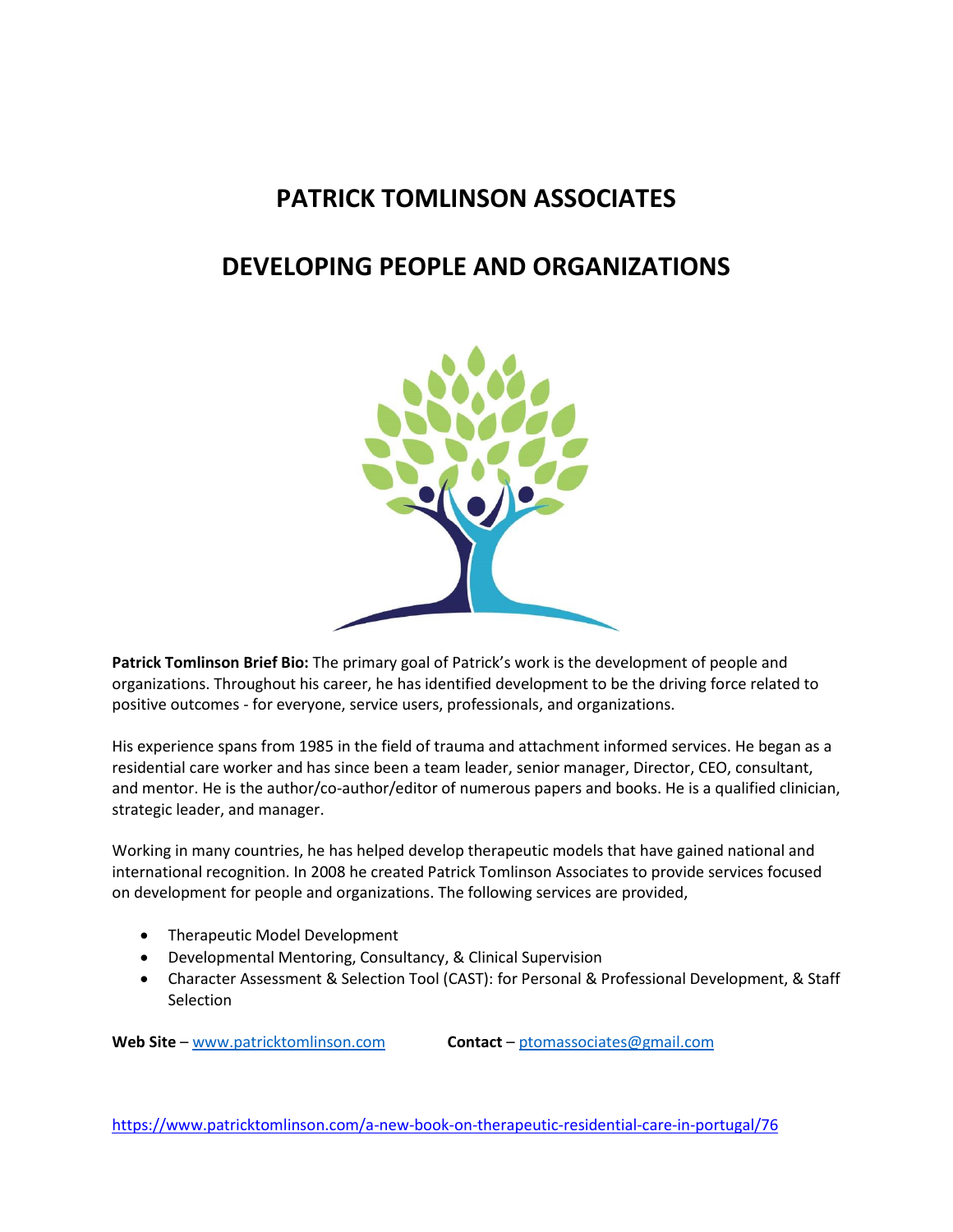# PATRICK TOMLINSON ASSOCIATES

# DEVELOPING PEOPLE AND ORGANIZATIONS

**Patrick Tomlinson Brief Bio:** The primary goal of Patrick's work is the development of people and organizations. Throughout his career, he has identified development to be the driving force related to positive outcomes - for everyone, service users, professionals, and organizations.

His experience spans from 1985 in the field of trauma and attachment informed services. He began as a residential care worker and has since been a team leader, senior manager, Director, CEO, consultant, and mentor. He is the author/co-author/editor of numerous papers and books. He is a qualified clinician, strategic leader, and manager.

Working in many countries, he has helped develop therapeutic models that have gained national and international recognition. In 2008 he created Patrick Tomlinson Associates to provide services focused on development for people and organizations. The following services are provided,

- Therapeutic Model Development
- Developmental Mentoring, Consultancy, & Clinical Supervision
- Character Assessment & Selection Tool (CAST): for Personal & Professional Development, & Staff Selection

**Web Site** – www.patricktomlinson.com **Contact** – ptomassociates@gmail.com

https://www.patricktomlinson.com/a-new-book-on-therapeutic-residential-care-in-portugal/76